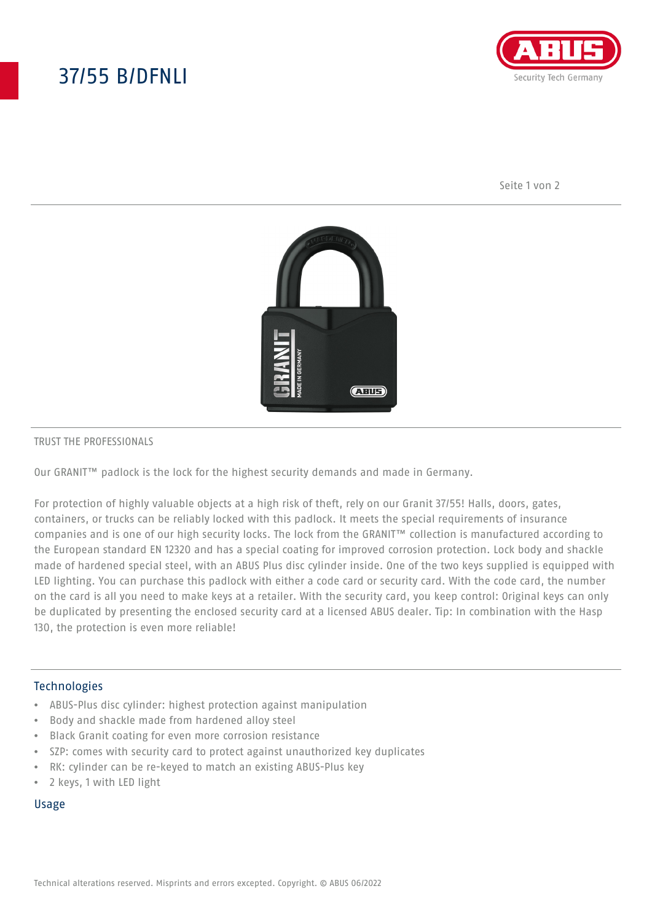# 37/55 B/DFNLI

TRUST THE PROFESSIONALS

Our GRANIT™ padlock is the lock for the highest security demands and made in Germany.

For protection of highly valuable objects at a high risk of theft, rely on our Granit 37/55! Halls, doors, gates, containers, or trucks can be reliably locked with this padlock. It meets the special requirements of insurance companies and is one of our high security locks. The lock from the GRANIT™ collection is manufactured according to the European standard EN 12320 and has a special coating for improved corrosion protection. Lock body and shackle made of hardened special steel, with an ABUS Plus disc cylinder inside. One of the two keys supplied is equipped with LED lighting. You can purchase this padlock with either a code card or security card. With the code card, the number on the card is all you need to make keys at a retailer. With the security card, you keep control: Original keys can only be duplicated by presenting the enclosed security card at a licensed ABUS dealer. Tip: In combination with the Hasp 130, the protection is even more reliable!

## Technologies

- ABUS-Plus disc cylinder: highest protection against manipulation
- Body and shackle made from hardened alloy steel
- Black Granit coating for even more corrosion resistance
- SZP: comes with security card to protect against unauthorized key duplicates
- RK: cylinder can be re-keyed to match an existing ABUS-Plus key
- 2 keys, 1 with LED light

## Usage

Technical alterations reserved. Misprints and errors excepted. Copyright. © ABUS 06/2022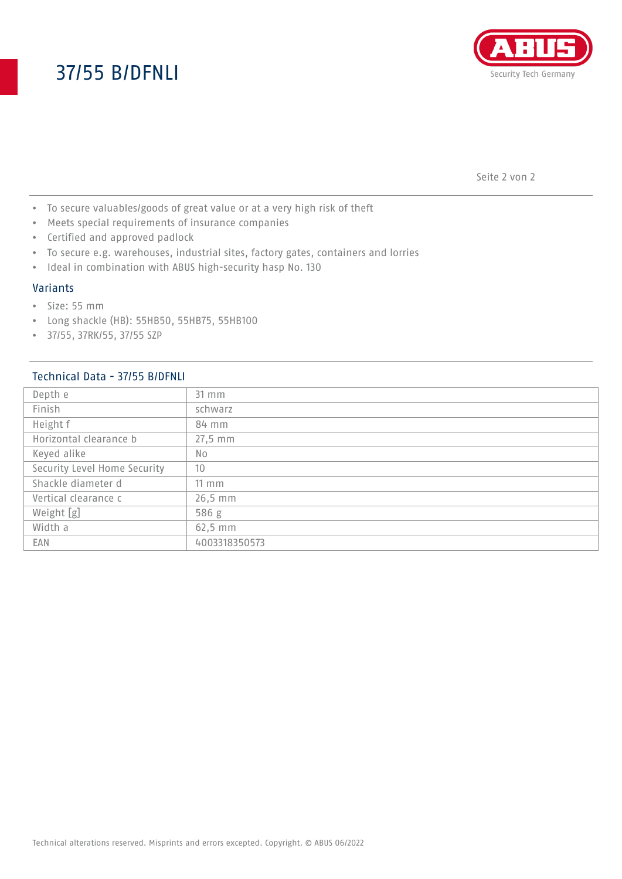# 37/55 B/DFNLI

- To secure valuables/goods of great value or at a very high risk of theft
- Meets special requirements of insurance companies
- Certified and approved padlock
- To secure e.g. warehouses, industrial sites, factory gates, containers and lorries
- Ideal in combination with ABUS high-security hasp No. 130

## Variants

- Size: 55 mm
- Long shackle (HB): 55HB50, 55HB75, 55HB100
- 37/55, 37RK/55, 37/55 SZP

## Technical Data - 37/55 B/DFNLI

| | |
|---|---|
| Depth e | 31 mm |
| Finish | schwarz |
| Height f | 84 mm |
| Horizontal clearance b | 27,5 mm |
| Keyed alike | No |
| Security Level Home Security | 10 |
| Shackle diameter d | 11 mm |
| Vertical clearance c | 26,5 mm |
| Weight [g] | 586 g |
| Width a | 62,5 mm |
| EAN | 4003318350573 |

Technical alterations reserved. Misprints and errors excepted. Copyright. © ABUS 06/2022